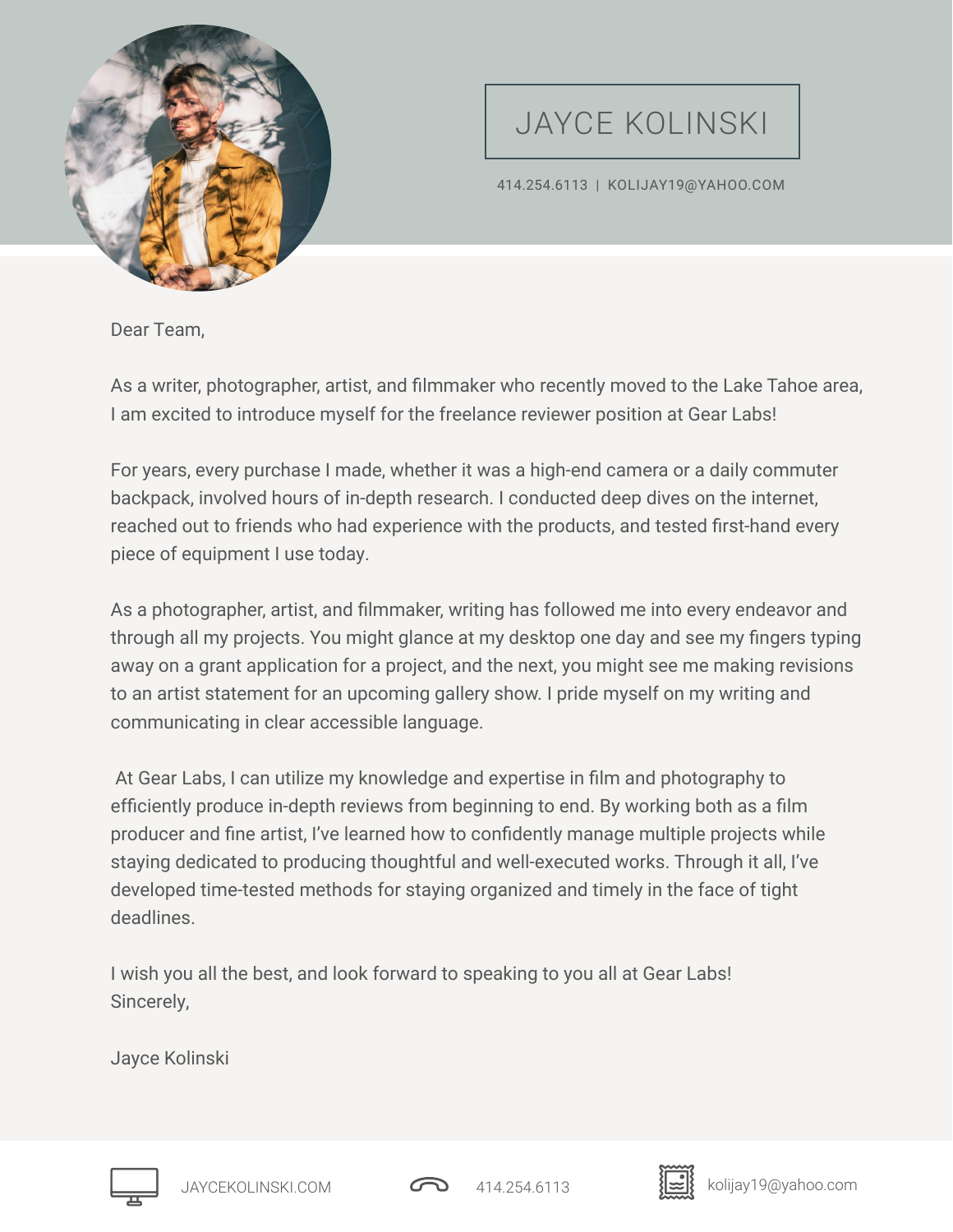# JAYCE KOLINSKI

414.254.6113 | KOLIJAY19@YAHOO.COM

Dear Team,

As a writer, photographer, artist, and filmmaker who recently moved to the Lake Tahoe area, I am excited to introduce myself for the freelance reviewer position at Gear Labs!

For years, every purchase I made, whether it was a high-end camera or a daily commuter backpack, involved hours of in-depth research. I conducted deep dives on the internet, reached out to friends who had experience with the products, and tested first-hand every piece of equipment I use today.

As a photographer, artist, and filmmaker, writing has followed me into every endeavor and through all my projects. You might glance at my desktop one day and see my fingers typing away on a grant application for a project, and the next, you might see me making revisions to an artist statement for an upcoming gallery show. I pride myself on my writing and communicating in clear accessible language.

At Gear Labs, I can utilize my knowledge and expertise in film and photography to efficiently produce in-depth reviews from beginning to end. By working both as a film producer and fine artist, I've learned how to confidently manage multiple projects while staying dedicated to producing thoughtful and well-executed works. Through it all, I've developed time-tested methods for staying organized and timely in the face of tight deadlines.

I wish you all the best, and look forward to speaking to you all at Gear Labs!
Sincerely,

Jayce Kolinski

JAYCEKOLINSKI.COM | 414.254.6113 | kolijay19@yahoo.com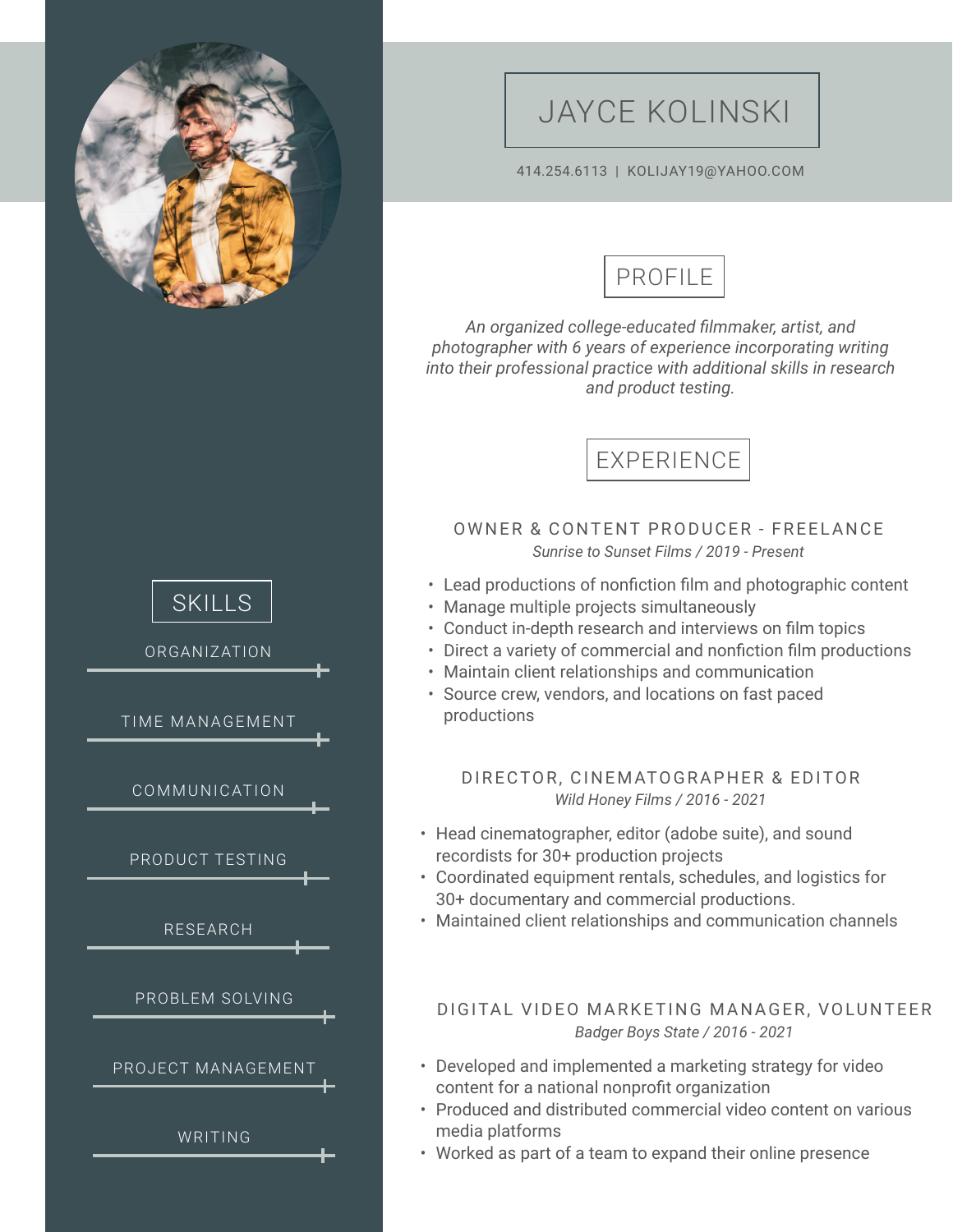# JAYCE KOLINSKI

414.254.6113 | KOLIJAY19@YAHOO.COM

## SKILLS

- ORGANIZATION
- TIME MANAGEMENT
- COMMUNICATION
- PRODUCT TESTING
- RESEARCH
- PROBLEM SOLVING
- PROJECT MANAGEMENT
- WRITING

## PROFILE

*An organized college-educated filmmaker, artist, and photographer with 6 years of experience incorporating writing into their professional practice with additional skills in research and product testing.*

## EXPERIENCE

### OWNER & CONTENT PRODUCER - FREELANCE

*Sunrise to Sunset Films / 2019 - Present*

- Lead productions of nonfiction film and photographic content
- Manage multiple projects simultaneously
- Conduct in-depth research and interviews on film topics
- Direct a variety of commercial and nonfiction film productions
- Maintain client relationships and communication
- Source crew, vendors, and locations on fast paced productions

### DIRECTOR, CINEMATOGRAPHER & EDITOR

*Wild Honey Films / 2016 - 2021*

- Head cinematographer, editor (adobe suite), and sound recordists for 30+ production projects
- Coordinated equipment rentals, schedules, and logistics for 30+ documentary and commercial productions.
- Maintained client relationships and communication channels

### DIGITAL VIDEO MARKETING MANAGER, VOLUNTEER

*Badger Boys State / 2016 - 2021*

- Developed and implemented a marketing strategy for video content for a national nonprofit organization
- Produced and distributed commercial video content on various media platforms
- Worked as part of a team to expand their online presence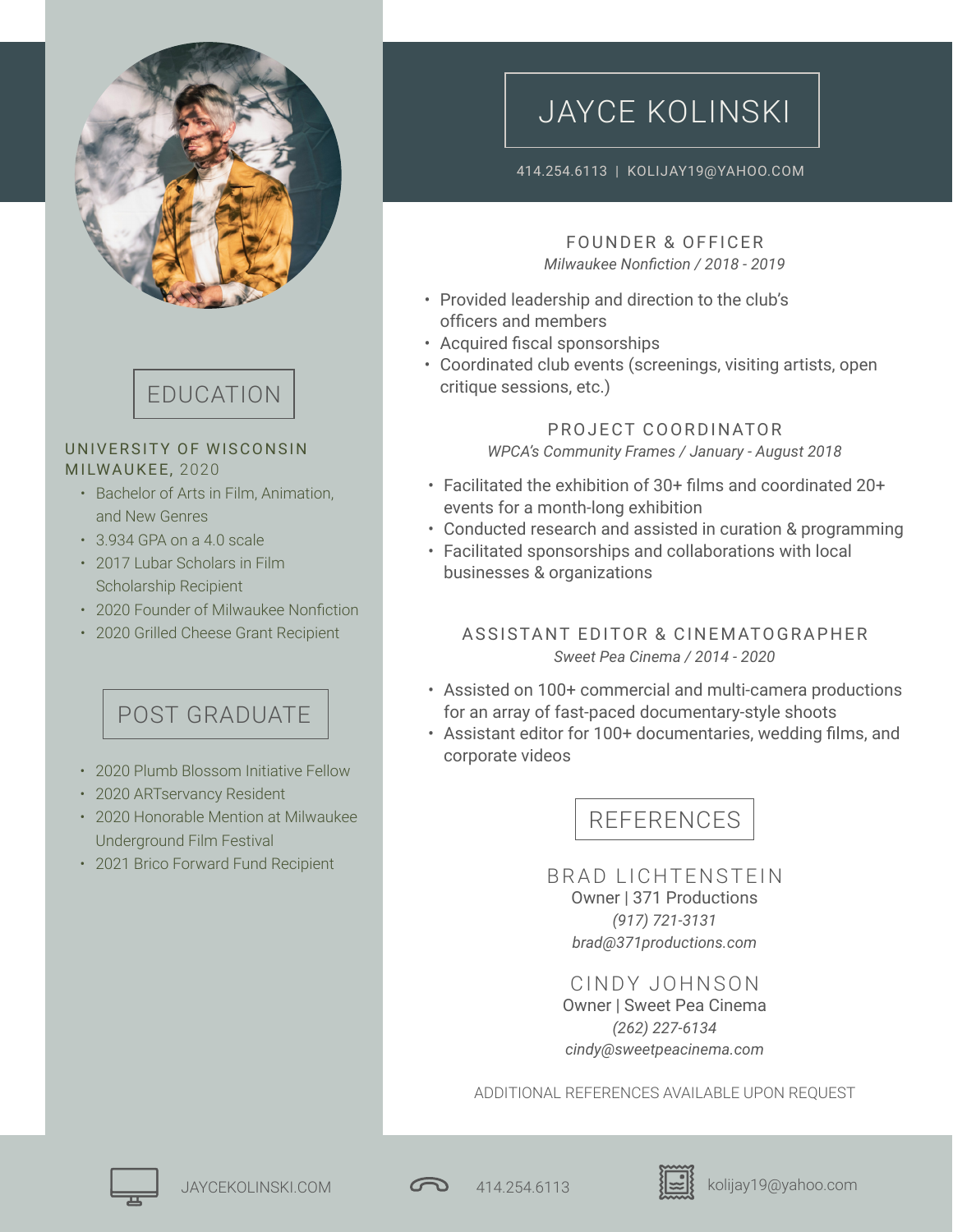# JAYCE KOLINSKI

414.254.6113 | KOLIJAY19@YAHOO.COM

## EDUCATION

**UNIVERSITY OF WISCONSIN MILWAUKEE,** 2020

- Bachelor of Arts in Film, Animation, and New Genres
- 3.934 GPA on a 4.0 scale
- 2017 Lubar Scholars in Film Scholarship Recipient
- 2020 Founder of Milwaukee Nonfiction
- 2020 Grilled Cheese Grant Recipient

## POST GRADUATE

- 2020 Plumb Blossom Initiative Fellow
- 2020 ARTservancy Resident
- 2020 Honorable Mention at Milwaukee Underground Film Festival
- 2021 Brico Forward Fund Recipient

### FOUNDER & OFFICER

*Milwaukee Nonfiction / 2018 - 2019*

- Provided leadership and direction to the club's officers and members
- Acquired fiscal sponsorships
- Coordinated club events (screenings, visiting artists, open critique sessions, etc.)

### PROJECT COORDINATOR

*WPCA's Community Frames / January - August 2018*

- Facilitated the exhibition of 30+ films and coordinated 20+ events for a month-long exhibition
- Conducted research and assisted in curation & programming
- Facilitated sponsorships and collaborations with local businesses & organizations

### ASSISTANT EDITOR & CINEMATOGRAPHER

*Sweet Pea Cinema / 2014 - 2020*

- Assisted on 100+ commercial and multi-camera productions for an array of fast-paced documentary-style shoots
- Assistant editor for 100+ documentaries, wedding films, and corporate videos

## REFERENCES

**BRAD LICHTENSTEIN**
Owner | 371 Productions
*(917) 721-3131*
*brad@371productions.com*

**CINDY JOHNSON**
Owner | Sweet Pea Cinema
*(262) 227-6134*
*cindy@sweetpeacinema.com*

ADDITIONAL REFERENCES AVAILABLE UPON REQUEST

JAYCEKOLINSKI.COM | 414.254.6113 | kolijay19@yahoo.com